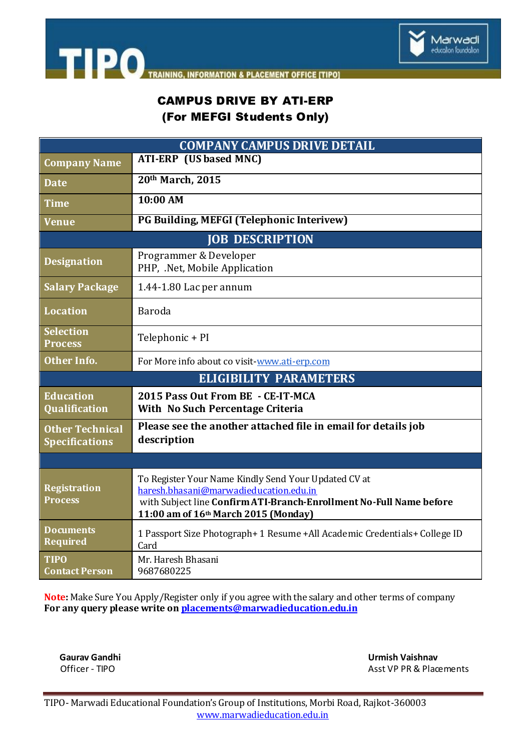# TIPO

TRAINING, INFORMATION & PLACEMENT OFFICE [TIPO]

Marwadi education foundation

## CAMPUS DRIVE BY ATI-ERP
## (For MEFGI Students Only)

| COMPANY CAMPUS DRIVE DETAIL | |
|---|---|
| **Company Name** | **ATI-ERP (US based MNC)** |
| **Date** | **20th March, 2015** |
| **Time** | **10:00 AM** |
| **Venue** | **PG Building, MEFGI (Telephonic Interivew)** |
| **JOB DESCRIPTION** | |
| **Designation** | Programmer & Developer<br>PHP, .Net, Mobile Application |
| **Salary Package** | 1.44-1.80 Lac per annum |
| **Location** | Baroda |
| **Selection Process** | Telephonic + PI |
| **Other Info.** | For More info about co visit-www.ati-erp.com |
| **ELIGIBILITY PARAMETERS** | |
| **Education Qualification** | **2015 Pass Out From BE - CE-IT-MCA**<br>**With No Such Percentage Criteria** |
| **Other Technical Specifications** | **Please see the another attached file in email for details job description** |
| | |
| **Registration Process** | To Register Your Name Kindly Send Your Updated CV at haresh.bhasani@marwadieducation.edu.in with Subject line **Confirm ATI-Branch-Enrollment No-Full Name before 11:00 am of 16th March 2015 (Monday)** |
| **Documents Required** | 1 Passport Size Photograph+ 1 Resume +All Academic Credentials+ College ID Card |
| **TIPO Contact Person** | Mr. Haresh Bhasani<br>9687680225 |

**Note:** Make Sure You Apply/Register only if you agree with the salary and other terms of company
**For any query please write on placements@marwadieducation.edu.in**

**Gaurav Gandhi**
Officer - TIPO

**Urmish Vaishnav**
Asst VP PR & Placements

TIPO- Marwadi Educational Foundation's Group of Institutions, Morbi Road, Rajkot-360003
www.marwadieducation.edu.in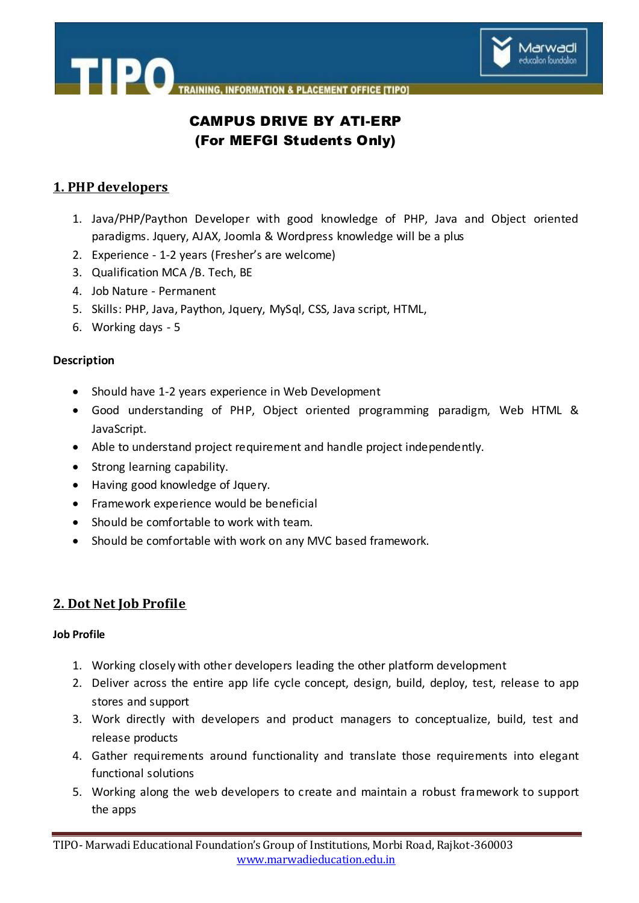# CAMPUS DRIVE BY ATI-ERP
## (For MEFGI Students Only)

## 1. PHP developers

1. Java/PHP/Paython Developer with good knowledge of PHP, Java and Object oriented paradigms. Jquery, AJAX, Joomla & Wordpress knowledge will be a plus
2. Experience - 1-2 years (Fresher's are welcome)
3. Qualification MCA /B. Tech, BE
4. Job Nature - Permanent
5. Skills: PHP, Java, Paython, Jquery, MySql, CSS, Java script, HTML,
6. Working days - 5

**Description**

- Should have 1-2 years experience in Web Development
- Good understanding of PHP, Object oriented programming paradigm, Web HTML & JavaScript.
- Able to understand project requirement and handle project independently.
- Strong learning capability.
- Having good knowledge of Jquery.
- Framework experience would be beneficial
- Should be comfortable to work with team.
- Should be comfortable with work on any MVC based framework.

## 2. Dot Net Job Profile

**Job Profile**

1. Working closely with other developers leading the other platform development
2. Deliver across the entire app life cycle concept, design, build, deploy, test, release to app stores and support
3. Work directly with developers and product managers to conceptualize, build, test and release products
4. Gather requirements around functionality and translate those requirements into elegant functional solutions
5. Working along the web developers to create and maintain a robust framework to support the apps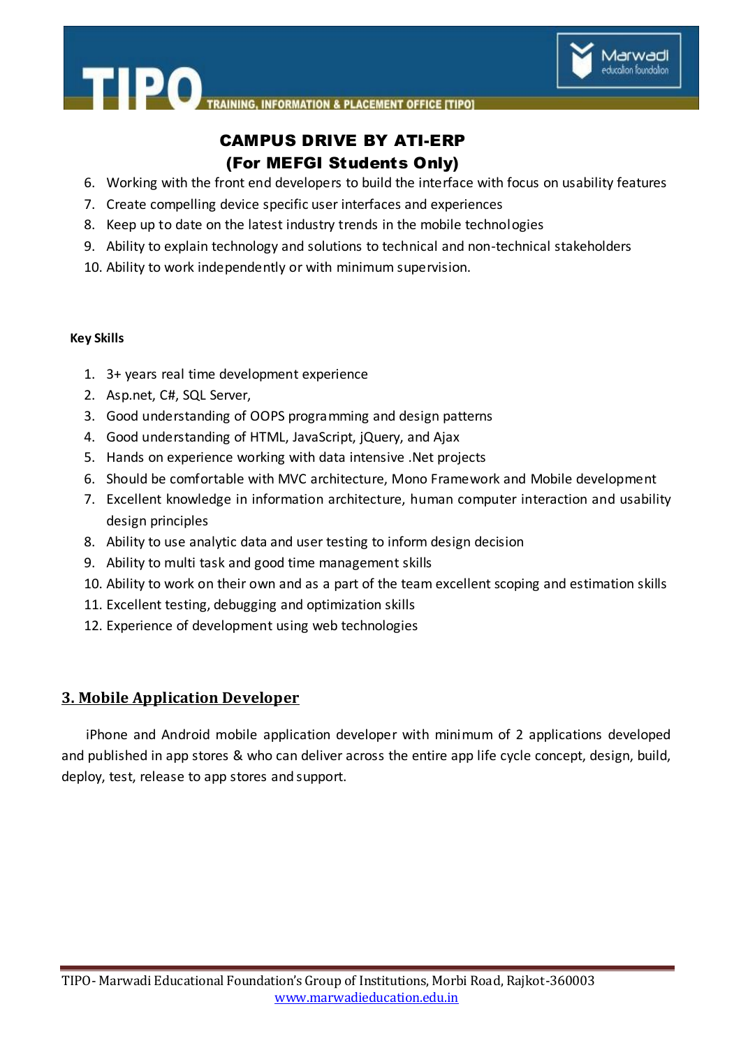# CAMPUS DRIVE BY ATI-ERP

## (For MEFGI Students Only)

6. Working with the front end developers to build the interface with focus on usability features
7. Create compelling device specific user interfaces and experiences
8. Keep up to date on the latest industry trends in the mobile technologies
9. Ability to explain technology and solutions to technical and non-technical stakeholders
10. Ability to work independently or with minimum supervision.

**Key Skills**

1. 3+ years real time development experience
2. Asp.net, C#, SQL Server,
3. Good understanding of OOPS programming and design patterns
4. Good understanding of HTML, JavaScript, jQuery, and Ajax
5. Hands on experience working with data intensive .Net projects
6. Should be comfortable with MVC architecture, Mono Framework and Mobile development
7. Excellent knowledge in information architecture, human computer interaction and usability design principles
8. Ability to use analytic data and user testing to inform design decision
9. Ability to multi task and good time management skills
10. Ability to work on their own and as a part of the team excellent scoping and estimation skills
11. Excellent testing, debugging and optimization skills
12. Experience of development using web technologies

## 3. Mobile Application Developer

iPhone and Android mobile application developer with minimum of 2 applications developed and published in app stores & who can deliver across the entire app life cycle concept, design, build, deploy, test, release to app stores and support.